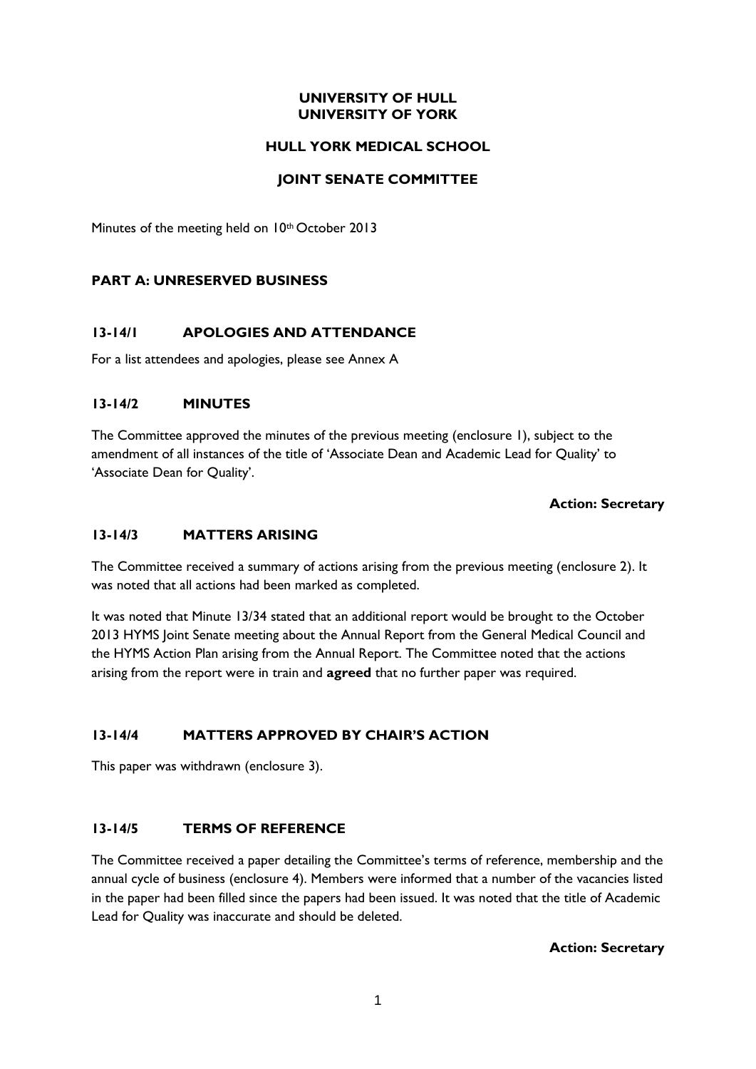**UNIVERSITY OF HULL**
**UNIVERSITY OF YORK**

**HULL YORK MEDICAL SCHOOL**

**JOINT SENATE COMMITTEE**

Minutes of the meeting held on 10th October 2013

## PART A: UNRESERVED BUSINESS

### 13-14/1 APOLOGIES AND ATTENDANCE

For a list attendees and apologies, please see Annex A

### 13-14/2 MINUTES

The Committee approved the minutes of the previous meeting (enclosure 1), subject to the amendment of all instances of the title of 'Associate Dean and Academic Lead for Quality' to 'Associate Dean for Quality'.

**Action: Secretary**

### 13-14/3 MATTERS ARISING

The Committee received a summary of actions arising from the previous meeting (enclosure 2). It was noted that all actions had been marked as completed.

It was noted that Minute 13/34 stated that an additional report would be brought to the October 2013 HYMS Joint Senate meeting about the Annual Report from the General Medical Council and the HYMS Action Plan arising from the Annual Report. The Committee noted that the actions arising from the report were in train and **agreed** that no further paper was required.

### 13-14/4 MATTERS APPROVED BY CHAIR'S ACTION

This paper was withdrawn (enclosure 3).

### 13-14/5 TERMS OF REFERENCE

The Committee received a paper detailing the Committee's terms of reference, membership and the annual cycle of business (enclosure 4). Members were informed that a number of the vacancies listed in the paper had been filled since the papers had been issued. It was noted that the title of Academic Lead for Quality was inaccurate and should be deleted.

**Action: Secretary**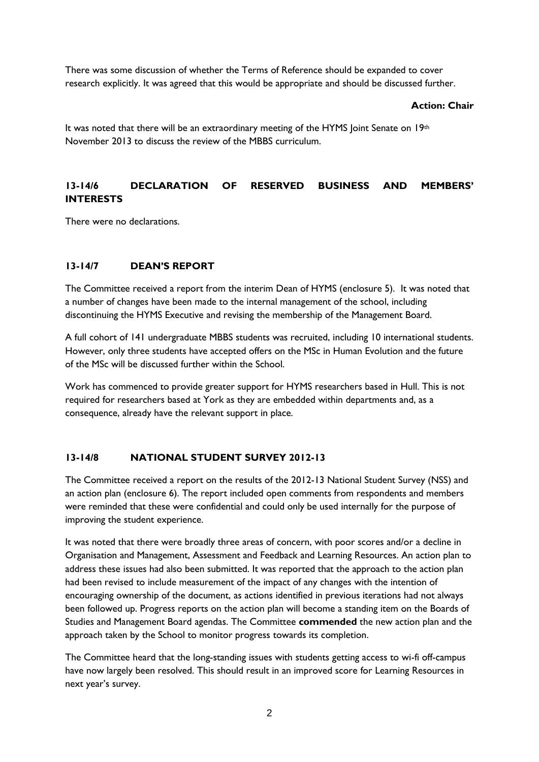There was some discussion of whether the Terms of Reference should be expanded to cover research explicitly. It was agreed that this would be appropriate and should be discussed further.

**Action: Chair**

It was noted that there will be an extraordinary meeting of the HYMS Joint Senate on 19th November 2013 to discuss the review of the MBBS curriculum.

## 13-14/6 DECLARATION OF RESERVED BUSINESS AND MEMBERS' INTERESTS

There were no declarations.

## 13-14/7 DEAN'S REPORT

The Committee received a report from the interim Dean of HYMS (enclosure 5). It was noted that a number of changes have been made to the internal management of the school, including discontinuing the HYMS Executive and revising the membership of the Management Board.

A full cohort of 141 undergraduate MBBS students was recruited, including 10 international students. However, only three students have accepted offers on the MSc in Human Evolution and the future of the MSc will be discussed further within the School.

Work has commenced to provide greater support for HYMS researchers based in Hull. This is not required for researchers based at York as they are embedded within departments and, as a consequence, already have the relevant support in place.

## 13-14/8 NATIONAL STUDENT SURVEY 2012-13

The Committee received a report on the results of the 2012-13 National Student Survey (NSS) and an action plan (enclosure 6). The report included open comments from respondents and members were reminded that these were confidential and could only be used internally for the purpose of improving the student experience.

It was noted that there were broadly three areas of concern, with poor scores and/or a decline in Organisation and Management, Assessment and Feedback and Learning Resources. An action plan to address these issues had also been submitted. It was reported that the approach to the action plan had been revised to include measurement of the impact of any changes with the intention of encouraging ownership of the document, as actions identified in previous iterations had not always been followed up. Progress reports on the action plan will become a standing item on the Boards of Studies and Management Board agendas. The Committee **commended** the new action plan and the approach taken by the School to monitor progress towards its completion.

The Committee heard that the long-standing issues with students getting access to wi-fi off-campus have now largely been resolved. This should result in an improved score for Learning Resources in next year's survey.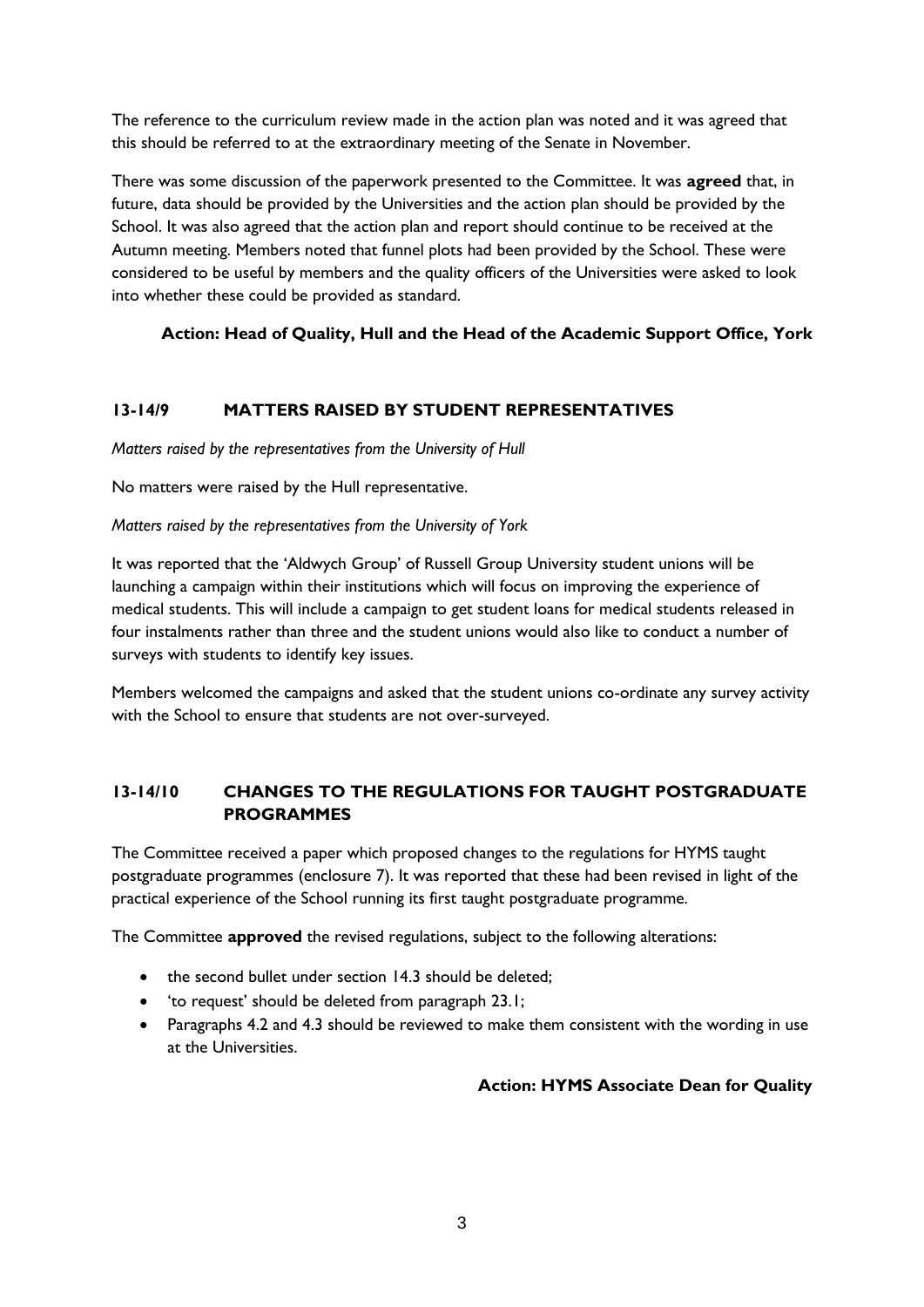The reference to the curriculum review made in the action plan was noted and it was agreed that this should be referred to at the extraordinary meeting of the Senate in November.

There was some discussion of the paperwork presented to the Committee. It was **agreed** that, in future, data should be provided by the Universities and the action plan should be provided by the School. It was also agreed that the action plan and report should continue to be received at the Autumn meeting. Members noted that funnel plots had been provided by the School. These were considered to be useful by members and the quality officers of the Universities were asked to look into whether these could be provided as standard.

**Action: Head of Quality, Hull and the Head of the Academic Support Office, York**

## 13-14/9 MATTERS RAISED BY STUDENT REPRESENTATIVES

*Matters raised by the representatives from the University of Hull*

No matters were raised by the Hull representative.

*Matters raised by the representatives from the University of York*

It was reported that the 'Aldwych Group' of Russell Group University student unions will be launching a campaign within their institutions which will focus on improving the experience of medical students. This will include a campaign to get student loans for medical students released in four instalments rather than three and the student unions would also like to conduct a number of surveys with students to identify key issues.

Members welcomed the campaigns and asked that the student unions co-ordinate any survey activity with the School to ensure that students are not over-surveyed.

## 13-14/10 CHANGES TO THE REGULATIONS FOR TAUGHT POSTGRADUATE PROGRAMMES

The Committee received a paper which proposed changes to the regulations for HYMS taught postgraduate programmes (enclosure 7). It was reported that these had been revised in light of the practical experience of the School running its first taught postgraduate programme.

The Committee **approved** the revised regulations, subject to the following alterations:

- the second bullet under section 14.3 should be deleted;
- 'to request' should be deleted from paragraph 23.1;
- Paragraphs 4.2 and 4.3 should be reviewed to make them consistent with the wording in use at the Universities.

**Action: HYMS Associate Dean for Quality**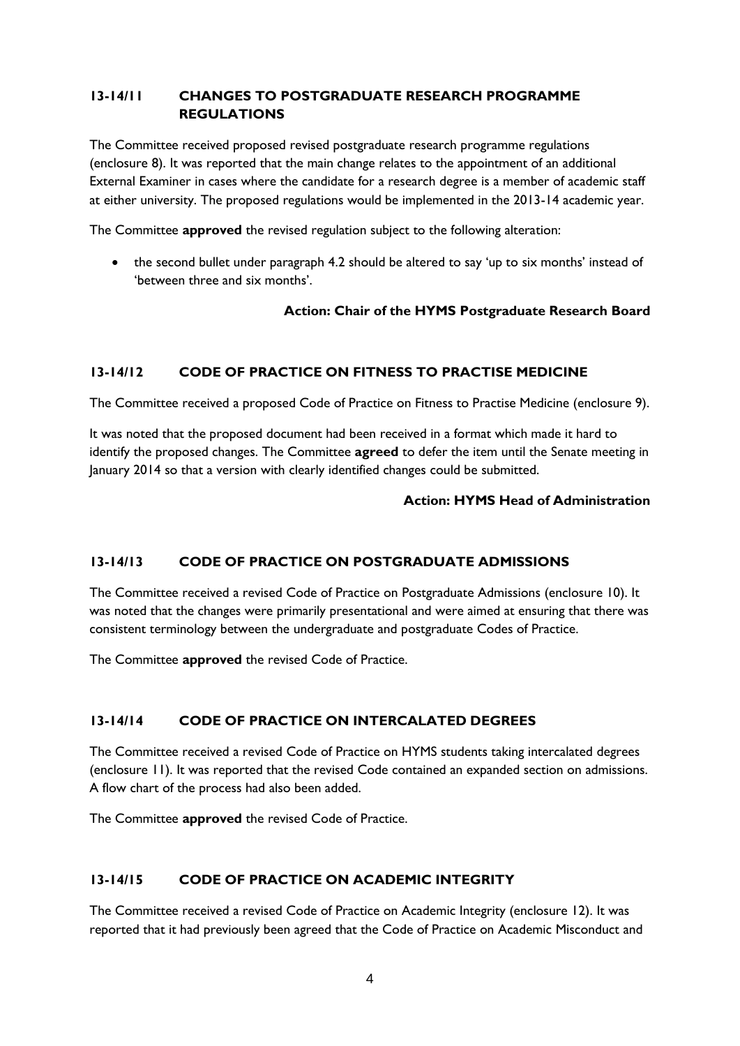### 13-14/11 CHANGES TO POSTGRADUATE RESEARCH PROGRAMME REGULATIONS

The Committee received proposed revised postgraduate research programme regulations (enclosure 8). It was reported that the main change relates to the appointment of an additional External Examiner in cases where the candidate for a research degree is a member of academic staff at either university. The proposed regulations would be implemented in the 2013-14 academic year.

The Committee **approved** the revised regulation subject to the following alteration:

- the second bullet under paragraph 4.2 should be altered to say 'up to six months' instead of 'between three and six months'.

**Action: Chair of the HYMS Postgraduate Research Board**

### 13-14/12 CODE OF PRACTICE ON FITNESS TO PRACTISE MEDICINE

The Committee received a proposed Code of Practice on Fitness to Practise Medicine (enclosure 9).

It was noted that the proposed document had been received in a format which made it hard to identify the proposed changes. The Committee **agreed** to defer the item until the Senate meeting in January 2014 so that a version with clearly identified changes could be submitted.

**Action: HYMS Head of Administration**

### 13-14/13 CODE OF PRACTICE ON POSTGRADUATE ADMISSIONS

The Committee received a revised Code of Practice on Postgraduate Admissions (enclosure 10). It was noted that the changes were primarily presentational and were aimed at ensuring that there was consistent terminology between the undergraduate and postgraduate Codes of Practice.

The Committee **approved** the revised Code of Practice.

### 13-14/14 CODE OF PRACTICE ON INTERCALATED DEGREES

The Committee received a revised Code of Practice on HYMS students taking intercalated degrees (enclosure 11). It was reported that the revised Code contained an expanded section on admissions. A flow chart of the process had also been added.

The Committee **approved** the revised Code of Practice.

### 13-14/15 CODE OF PRACTICE ON ACADEMIC INTEGRITY

The Committee received a revised Code of Practice on Academic Integrity (enclosure 12). It was reported that it had previously been agreed that the Code of Practice on Academic Misconduct and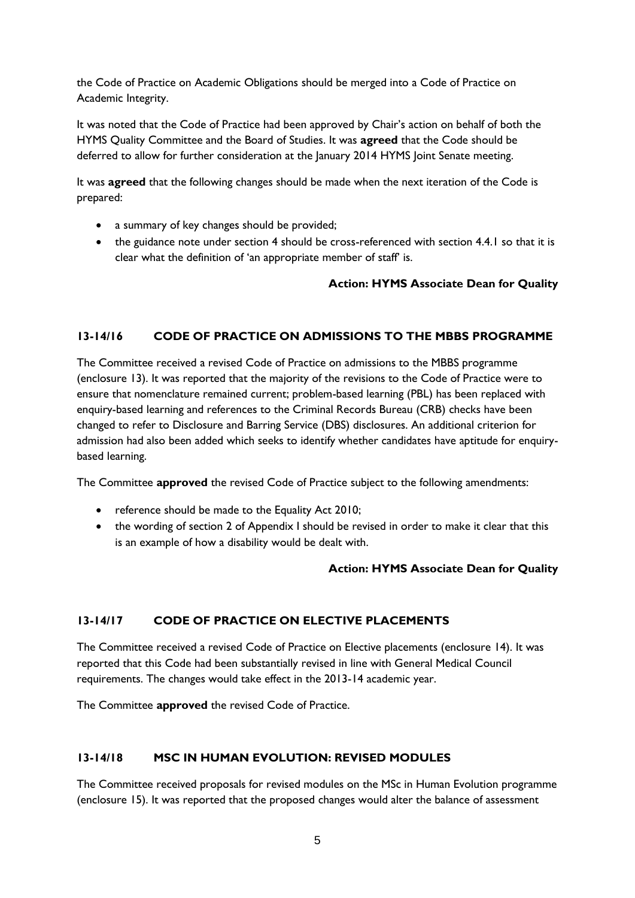the Code of Practice on Academic Obligations should be merged into a Code of Practice on Academic Integrity.

It was noted that the Code of Practice had been approved by Chair's action on behalf of both the HYMS Quality Committee and the Board of Studies. It was **agreed** that the Code should be deferred to allow for further consideration at the January 2014 HYMS Joint Senate meeting.

It was **agreed** that the following changes should be made when the next iteration of the Code is prepared:

- a summary of key changes should be provided;
- the guidance note under section 4 should be cross-referenced with section 4.4.1 so that it is clear what the definition of 'an appropriate member of staff' is.

**Action: HYMS Associate Dean for Quality**

## 13-14/16 CODE OF PRACTICE ON ADMISSIONS TO THE MBBS PROGRAMME

The Committee received a revised Code of Practice on admissions to the MBBS programme (enclosure 13). It was reported that the majority of the revisions to the Code of Practice were to ensure that nomenclature remained current; problem-based learning (PBL) has been replaced with enquiry-based learning and references to the Criminal Records Bureau (CRB) checks have been changed to refer to Disclosure and Barring Service (DBS) disclosures. An additional criterion for admission had also been added which seeks to identify whether candidates have aptitude for enquiry-based learning.

The Committee **approved** the revised Code of Practice subject to the following amendments:

- reference should be made to the Equality Act 2010;
- the wording of section 2 of Appendix I should be revised in order to make it clear that this is an example of how a disability would be dealt with.

**Action: HYMS Associate Dean for Quality**

## 13-14/17 CODE OF PRACTICE ON ELECTIVE PLACEMENTS

The Committee received a revised Code of Practice on Elective placements (enclosure 14). It was reported that this Code had been substantially revised in line with General Medical Council requirements. The changes would take effect in the 2013-14 academic year.

The Committee **approved** the revised Code of Practice.

## 13-14/18 MSC IN HUMAN EVOLUTION: REVISED MODULES

The Committee received proposals for revised modules on the MSc in Human Evolution programme (enclosure 15). It was reported that the proposed changes would alter the balance of assessment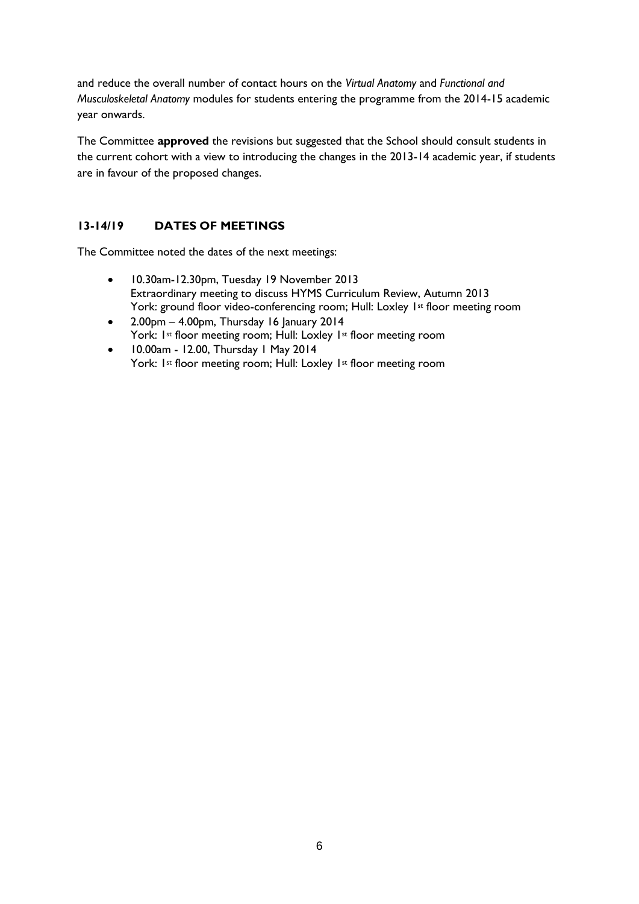and reduce the overall number of contact hours on the *Virtual Anatomy* and *Functional and Musculoskeletal Anatomy* modules for students entering the programme from the 2014-15 academic year onwards.

The Committee **approved** the revisions but suggested that the School should consult students in the current cohort with a view to introducing the changes in the 2013-14 academic year, if students are in favour of the proposed changes.

## 13-14/19 DATES OF MEETINGS

The Committee noted the dates of the next meetings:

- 10.30am-12.30pm, Tuesday 19 November 2013
  Extraordinary meeting to discuss HYMS Curriculum Review, Autumn 2013
  York: ground floor video-conferencing room; Hull: Loxley 1st floor meeting room
- 2.00pm – 4.00pm, Thursday 16 January 2014
  York: 1st floor meeting room; Hull: Loxley 1st floor meeting room
- 10.00am - 12.00, Thursday 1 May 2014
  York: 1st floor meeting room; Hull: Loxley 1st floor meeting room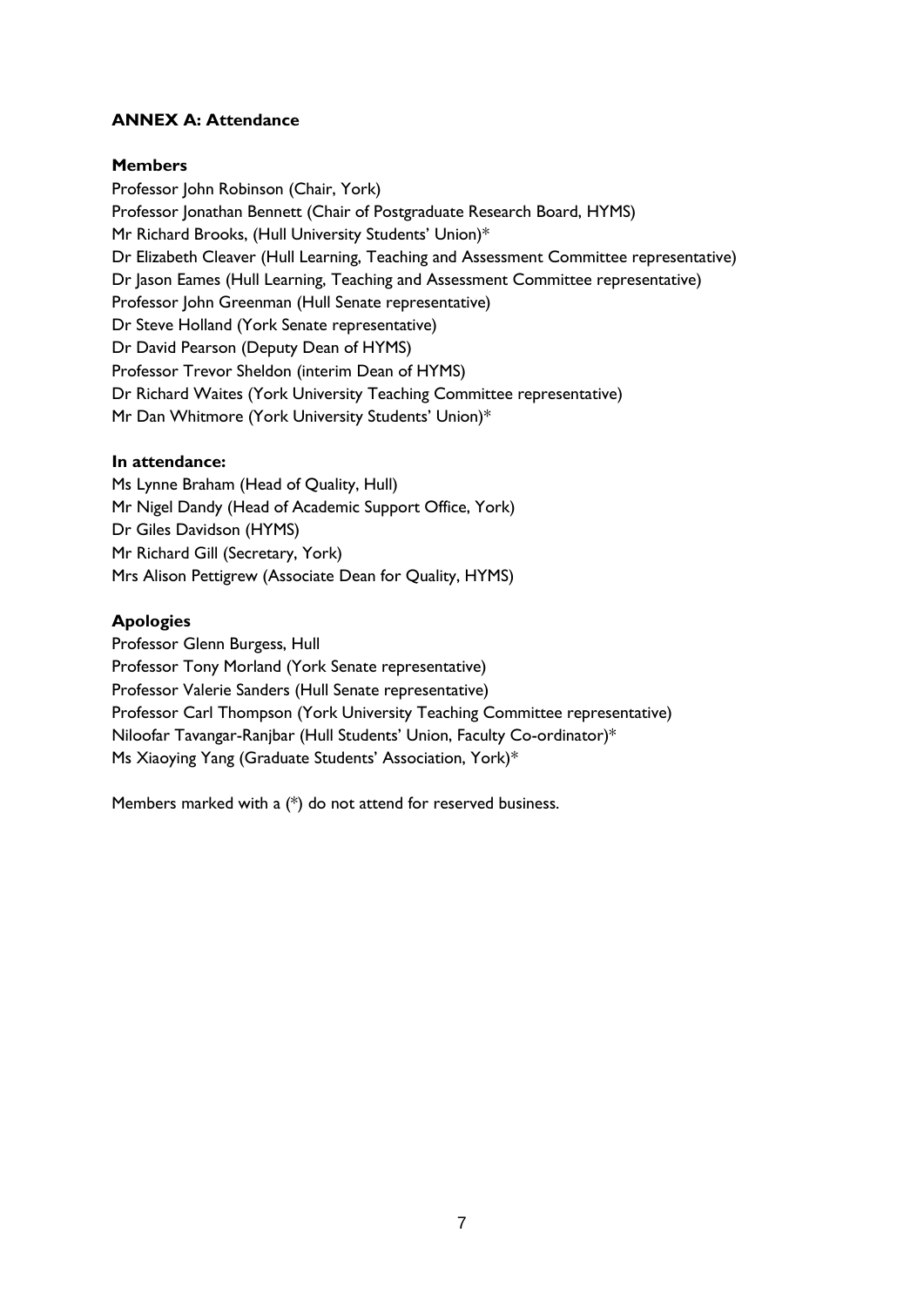**ANNEX A: Attendance**

**Members**

Professor John Robinson (Chair, York)
Professor Jonathan Bennett (Chair of Postgraduate Research Board, HYMS)
Mr Richard Brooks, (Hull University Students' Union)*
Dr Elizabeth Cleaver (Hull Learning, Teaching and Assessment Committee representative)
Dr Jason Eames (Hull Learning, Teaching and Assessment Committee representative)
Professor John Greenman (Hull Senate representative)
Dr Steve Holland (York Senate representative)
Dr David Pearson (Deputy Dean of HYMS)
Professor Trevor Sheldon (interim Dean of HYMS)
Dr Richard Waites (York University Teaching Committee representative)
Mr Dan Whitmore (York University Students' Union)*

**In attendance:**

Ms Lynne Braham (Head of Quality, Hull)
Mr Nigel Dandy (Head of Academic Support Office, York)
Dr Giles Davidson (HYMS)
Mr Richard Gill (Secretary, York)
Mrs Alison Pettigrew (Associate Dean for Quality, HYMS)

**Apologies**

Professor Glenn Burgess, Hull
Professor Tony Morland (York Senate representative)
Professor Valerie Sanders (Hull Senate representative)
Professor Carl Thompson (York University Teaching Committee representative)
Niloofar Tavangar-Ranjbar (Hull Students' Union, Faculty Co-ordinator)*
Ms Xiaoying Yang (Graduate Students' Association, York)*

Members marked with a (*) do not attend for reserved business.